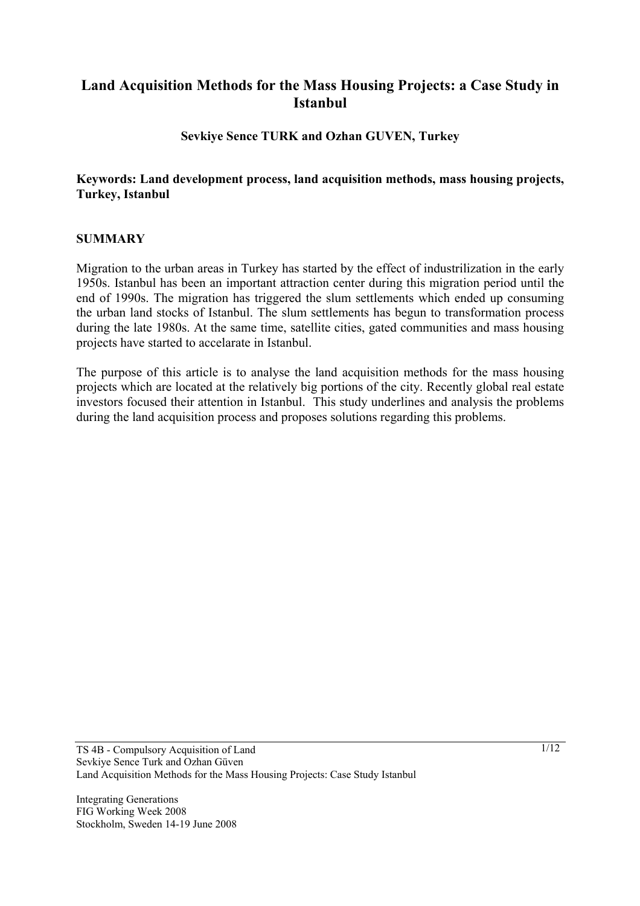# Land Acquisition Methods for the Mass Housing Projects: a Case Study in Istanbul

**Sevkiye Sence TURK and Ozhan GUVEN, Turkey**

**Keywords: Land development process, land acquisition methods, mass housing projects, Turkey, Istanbul**

## SUMMARY

Migration to the urban areas in Turkey has started by the effect of industrilization in the early 1950s. Istanbul has been an important attraction center during this migration period until the end of 1990s. The migration has triggered the slum settlements which ended up consuming the urban land stocks of Istanbul. The slum settlements has begun to transformation process during the late 1980s. At the same time, satellite cities, gated communities and mass housing projects have started to accelarate in Istanbul.

The purpose of this article is to analyse the land acquisition methods for the mass housing projects which are located at the relatively big portions of the city. Recently global real estate investors focused their attention in Istanbul. This study underlines and analysis the problems during the land acquisition process and proposes solutions regarding this problems.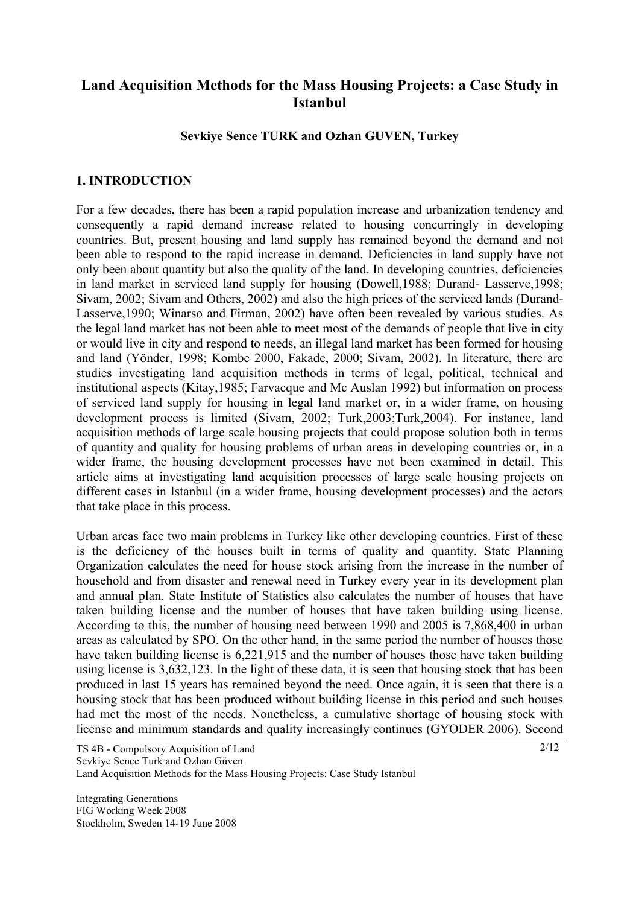# Land Acquisition Methods for the Mass Housing Projects: a Case Study in Istanbul

**Sevkiye Sence TURK and Ozhan GUVEN, Turkey**

## 1. INTRODUCTION

For a few decades, there has been a rapid population increase and urbanization tendency and consequently a rapid demand increase related to housing concurringly in developing countries. But, present housing and land supply has remained beyond the demand and not been able to respond to the rapid increase in demand. Deficiencies in land supply have not only been about quantity but also the quality of the land. In developing countries, deficiencies in land market in serviced land supply for housing (Dowell,1988; Durand- Lasserve,1998; Sivam, 2002; Sivam and Others, 2002) and also the high prices of the serviced lands (Durand-Lasserve,1990; Winarso and Firman, 2002) have often been revealed by various studies. As the legal land market has not been able to meet most of the demands of people that live in city or would live in city and respond to needs, an illegal land market has been formed for housing and land (Yönder, 1998; Kombe 2000, Fakade, 2000; Sivam, 2002). In literature, there are studies investigating land acquisition methods in terms of legal, political, technical and institutional aspects (Kitay,1985; Farvacque and Mc Auslan 1992) but information on process of serviced land supply for housing in legal land market or, in a wider frame, on housing development process is limited (Sivam, 2002; Turk,2003;Turk,2004). For instance, land acquisition methods of large scale housing projects that could propose solution both in terms of quantity and quality for housing problems of urban areas in developing countries or, in a wider frame, the housing development processes have not been examined in detail. This article aims at investigating land acquisition processes of large scale housing projects on different cases in Istanbul (in a wider frame, housing development processes) and the actors that take place in this process.

Urban areas face two main problems in Turkey like other developing countries. First of these is the deficiency of the houses built in terms of quality and quantity. State Planning Organization calculates the need for house stock arising from the increase in the number of household and from disaster and renewal need in Turkey every year in its development plan and annual plan. State Institute of Statistics also calculates the number of houses that have taken building license and the number of houses that have taken building using license. According to this, the number of housing need between 1990 and 2005 is 7,868,400 in urban areas as calculated by SPO. On the other hand, in the same period the number of houses those have taken building license is 6,221,915 and the number of houses those have taken building using license is 3,632,123. In the light of these data, it is seen that housing stock that has been produced in last 15 years has remained beyond the need. Once again, it is seen that there is a housing stock that has been produced without building license in this period and such houses had met the most of the needs. Nonetheless, a cumulative shortage of housing stock with license and minimum standards and quality increasingly continues (GYODER 2006). Second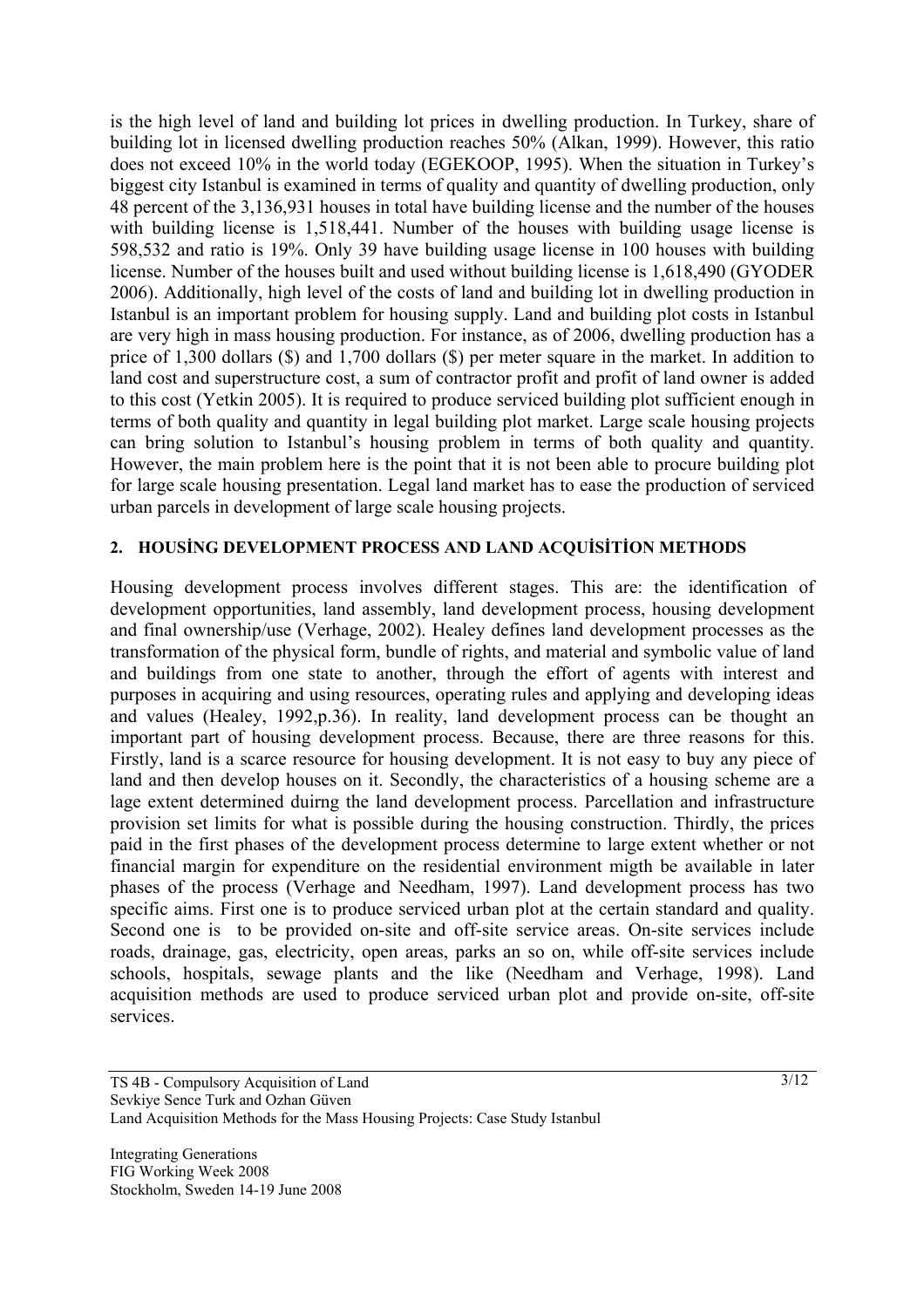is the high level of land and building lot prices in dwelling production. In Turkey, share of building lot in licensed dwelling production reaches 50% (Alkan, 1999). However, this ratio does not exceed 10% in the world today (EGEKOOP, 1995). When the situation in Turkey's biggest city Istanbul is examined in terms of quality and quantity of dwelling production, only 48 percent of the 3,136,931 houses in total have building license and the number of the houses with building license is 1,518,441. Number of the houses with building usage license is 598,532 and ratio is 19%. Only 39 have building usage license in 100 houses with building license. Number of the houses built and used without building license is 1,618,490 (GYODER 2006). Additionally, high level of the costs of land and building lot in dwelling production in Istanbul is an important problem for housing supply. Land and building plot costs in Istanbul are very high in mass housing production. For instance, as of 2006, dwelling production has a price of 1,300 dollars ($) and 1,700 dollars ($) per meter square in the market. In addition to land cost and superstructure cost, a sum of contractor profit and profit of land owner is added to this cost (Yetkin 2005). It is required to produce serviced building plot sufficient enough in terms of both quality and quantity in legal building plot market. Large scale housing projects can bring solution to Istanbul's housing problem in terms of both quality and quantity. However, the main problem here is the point that it is not been able to procure building plot for large scale housing presentation. Legal land market has to ease the production of serviced urban parcels in development of large scale housing projects.

## 2. HOUSİNG DEVELOPMENT PROCESS AND LAND ACQUİSİTİON METHODS

Housing development process involves different stages. This are: the identification of development opportunities, land assembly, land development process, housing development and final ownership/use (Verhage, 2002). Healey defines land development processes as the transformation of the physical form, bundle of rights, and material and symbolic value of land and buildings from one state to another, through the effort of agents with interest and purposes in acquiring and using resources, operating rules and applying and developing ideas and values (Healey, 1992,p.36). In reality, land development process can be thought an important part of housing development process. Because, there are three reasons for this. Firstly, land is a scarce resource for housing development. It is not easy to buy any piece of land and then develop houses on it. Secondly, the characteristics of a housing scheme are a lage extent determined duirng the land development process. Parcellation and infrastructure provision set limits for what is possible during the housing construction. Thirdly, the prices paid in the first phases of the development process determine to large extent whether or not financial margin for expenditure on the residential environment migth be available in later phases of the process (Verhage and Needham, 1997). Land development process has two specific aims. First one is to produce serviced urban plot at the certain standard and quality. Second one is to be provided on-site and off-site service areas. On-site services include roads, drainage, gas, electricity, open areas, parks an so on, while off-site services include schools, hospitals, sewage plants and the like (Needham and Verhage, 1998). Land acquisition methods are used to produce serviced urban plot and provide on-site, off-site services.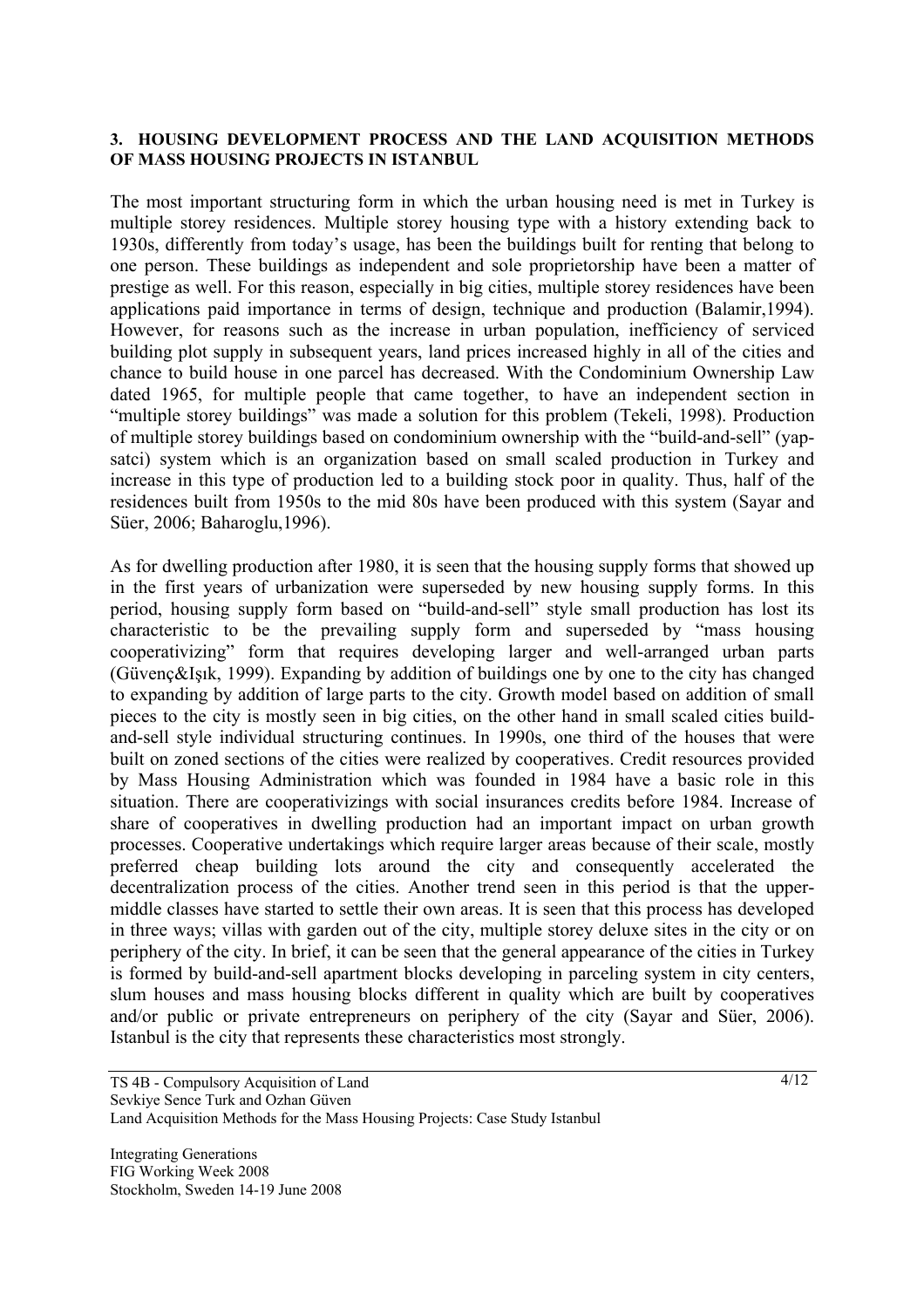## 3. HOUSING DEVELOPMENT PROCESS AND THE LAND ACQUISITION METHODS OF MASS HOUSING PROJECTS IN ISTANBUL

The most important structuring form in which the urban housing need is met in Turkey is multiple storey residences. Multiple storey housing type with a history extending back to 1930s, differently from today's usage, has been the buildings built for renting that belong to one person. These buildings as independent and sole proprietorship have been a matter of prestige as well. For this reason, especially in big cities, multiple storey residences have been applications paid importance in terms of design, technique and production (Balamir,1994). However, for reasons such as the increase in urban population, inefficiency of serviced building plot supply in subsequent years, land prices increased highly in all of the cities and chance to build house in one parcel has decreased. With the Condominium Ownership Law dated 1965, for multiple people that came together, to have an independent section in "multiple storey buildings" was made a solution for this problem (Tekeli, 1998). Production of multiple storey buildings based on condominium ownership with the "build-and-sell" (yap-satci) system which is an organization based on small scaled production in Turkey and increase in this type of production led to a building stock poor in quality. Thus, half of the residences built from 1950s to the mid 80s have been produced with this system (Sayar and Süer, 2006; Baharoglu,1996).

As for dwelling production after 1980, it is seen that the housing supply forms that showed up in the first years of urbanization were superseded by new housing supply forms. In this period, housing supply form based on "build-and-sell" style small production has lost its characteristic to be the prevailing supply form and superseded by "mass housing cooperativizing" form that requires developing larger and well-arranged urban parts (Güvenç&Işık, 1999). Expanding by addition of buildings one by one to the city has changed to expanding by addition of large parts to the city. Growth model based on addition of small pieces to the city is mostly seen in big cities, on the other hand in small scaled cities build-and-sell style individual structuring continues. In 1990s, one third of the houses that were built on zoned sections of the cities were realized by cooperatives. Credit resources provided by Mass Housing Administration which was founded in 1984 have a basic role in this situation. There are cooperativizings with social insurances credits before 1984. Increase of share of cooperatives in dwelling production had an important impact on urban growth processes. Cooperative undertakings which require larger areas because of their scale, mostly preferred cheap building lots around the city and consequently accelerated the decentralization process of the cities. Another trend seen in this period is that the upper-middle classes have started to settle their own areas. It is seen that this process has developed in three ways; villas with garden out of the city, multiple storey deluxe sites in the city or on periphery of the city. In brief, it can be seen that the general appearance of the cities in Turkey is formed by build-and-sell apartment blocks developing in parceling system in city centers, slum houses and mass housing blocks different in quality which are built by cooperatives and/or public or private entrepreneurs on periphery of the city (Sayar and Süer, 2006). Istanbul is the city that represents these characteristics most strongly.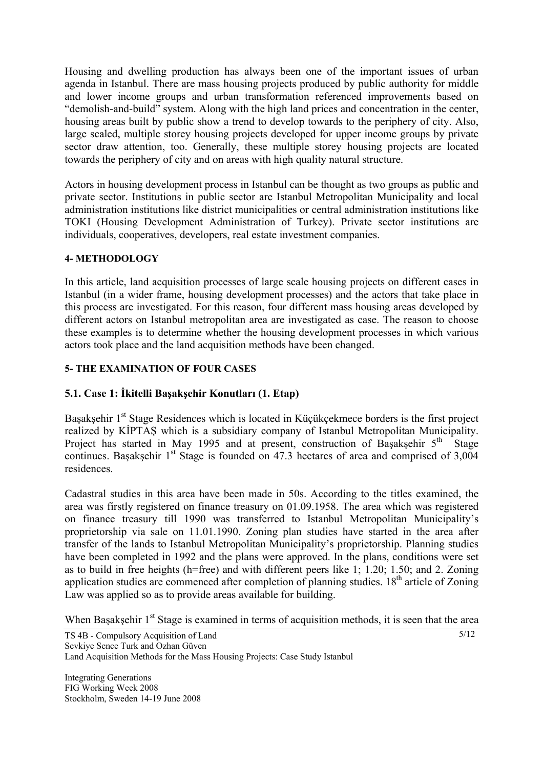Housing and dwelling production has always been one of the important issues of urban agenda in Istanbul. There are mass housing projects produced by public authority for middle and lower income groups and urban transformation referenced improvements based on "demolish-and-build" system. Along with the high land prices and concentration in the center, housing areas built by public show a trend to develop towards to the periphery of city. Also, large scaled, multiple storey housing projects developed for upper income groups by private sector draw attention, too. Generally, these multiple storey housing projects are located towards the periphery of city and on areas with high quality natural structure.

Actors in housing development process in Istanbul can be thought as two groups as public and private sector. Institutions in public sector are Istanbul Metropolitan Municipality and local administration institutions like district municipalities or central administration institutions like TOKI (Housing Development Administration of Turkey). Private sector institutions are individuals, cooperatives, developers, real estate investment companies.

## 4- METHODOLOGY

In this article, land acquisition processes of large scale housing projects on different cases in Istanbul (in a wider frame, housing development processes) and the actors that take place in this process are investigated. For this reason, four different mass housing areas developed by different actors on Istanbul metropolitan area are investigated as case. The reason to choose these examples is to determine whether the housing development processes in which various actors took place and the land acquisition methods have been changed.

## 5- THE EXAMINATION OF FOUR CASES

### 5.1. Case 1: İkitelli Başakşehir Konutları (1. Etap)

Başakşehir 1st Stage Residences which is located in Küçükçekmece borders is the first project realized by KİPTAŞ which is a subsidiary company of Istanbul Metropolitan Municipality. Project has started in May 1995 and at present, construction of Başakşehir 5th Stage continues. Başakşehir 1st Stage is founded on 47.3 hectares of area and comprised of 3,004 residences.

Cadastral studies in this area have been made in 50s. According to the titles examined, the area was firstly registered on finance treasury on 01.09.1958. The area which was registered on finance treasury till 1990 was transferred to Istanbul Metropolitan Municipality's proprietorship via sale on 11.01.1990. Zoning plan studies have started in the area after transfer of the lands to Istanbul Metropolitan Municipality's proprietorship. Planning studies have been completed in 1992 and the plans were approved. In the plans, conditions were set as to build in free heights (h=free) and with different peers like 1; 1.20; 1.50; and 2. Zoning application studies are commenced after completion of planning studies. 18th article of Zoning Law was applied so as to provide areas available for building.

When Başakşehir 1st Stage is examined in terms of acquisition methods, it is seen that the area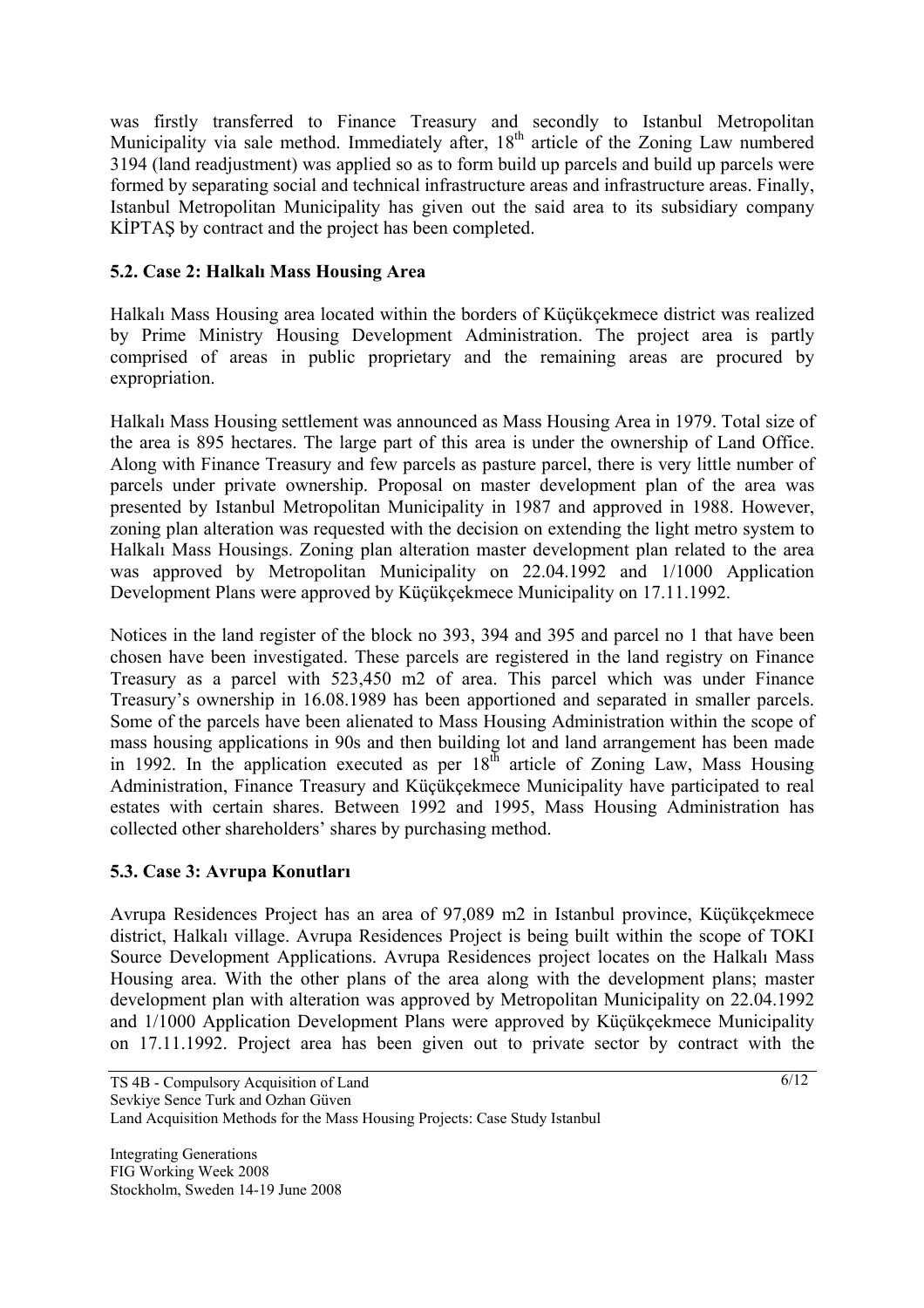was firstly transferred to Finance Treasury and secondly to Istanbul Metropolitan Municipality via sale method. Immediately after, 18th article of the Zoning Law numbered 3194 (land readjustment) was applied so as to form build up parcels and build up parcels were formed by separating social and technical infrastructure areas and infrastructure areas. Finally, Istanbul Metropolitan Municipality has given out the said area to its subsidiary company KİPTAŞ by contract and the project has been completed.

### 5.2. Case 2: Halkalı Mass Housing Area

Halkalı Mass Housing area located within the borders of Küçükçekmece district was realized by Prime Ministry Housing Development Administration. The project area is partly comprised of areas in public proprietary and the remaining areas are procured by expropriation.

Halkalı Mass Housing settlement was announced as Mass Housing Area in 1979. Total size of the area is 895 hectares. The large part of this area is under the ownership of Land Office. Along with Finance Treasury and few parcels as pasture parcel, there is very little number of parcels under private ownership. Proposal on master development plan of the area was presented by Istanbul Metropolitan Municipality in 1987 and approved in 1988. However, zoning plan alteration was requested with the decision on extending the light metro system to Halkalı Mass Housings. Zoning plan alteration master development plan related to the area was approved by Metropolitan Municipality on 22.04.1992 and 1/1000 Application Development Plans were approved by Küçükçekmece Municipality on 17.11.1992.

Notices in the land register of the block no 393, 394 and 395 and parcel no 1 that have been chosen have been investigated. These parcels are registered in the land registry on Finance Treasury as a parcel with 523,450 m2 of area. This parcel which was under Finance Treasury's ownership in 16.08.1989 has been apportioned and separated in smaller parcels. Some of the parcels have been alienated to Mass Housing Administration within the scope of mass housing applications in 90s and then building lot and land arrangement has been made in 1992. In the application executed as per 18th article of Zoning Law, Mass Housing Administration, Finance Treasury and Küçükçekmece Municipality have participated to real estates with certain shares. Between 1992 and 1995, Mass Housing Administration has collected other shareholders' shares by purchasing method.

### 5.3. Case 3: Avrupa Konutları

Avrupa Residences Project has an area of 97,089 m2 in Istanbul province, Küçükçekmece district, Halkalı village. Avrupa Residences Project is being built within the scope of TOKI Source Development Applications. Avrupa Residences project locates on the Halkalı Mass Housing area. With the other plans of the area along with the development plans; master development plan with alteration was approved by Metropolitan Municipality on 22.04.1992 and 1/1000 Application Development Plans were approved by Küçükçekmece Municipality on 17.11.1992. Project area has been given out to private sector by contract with the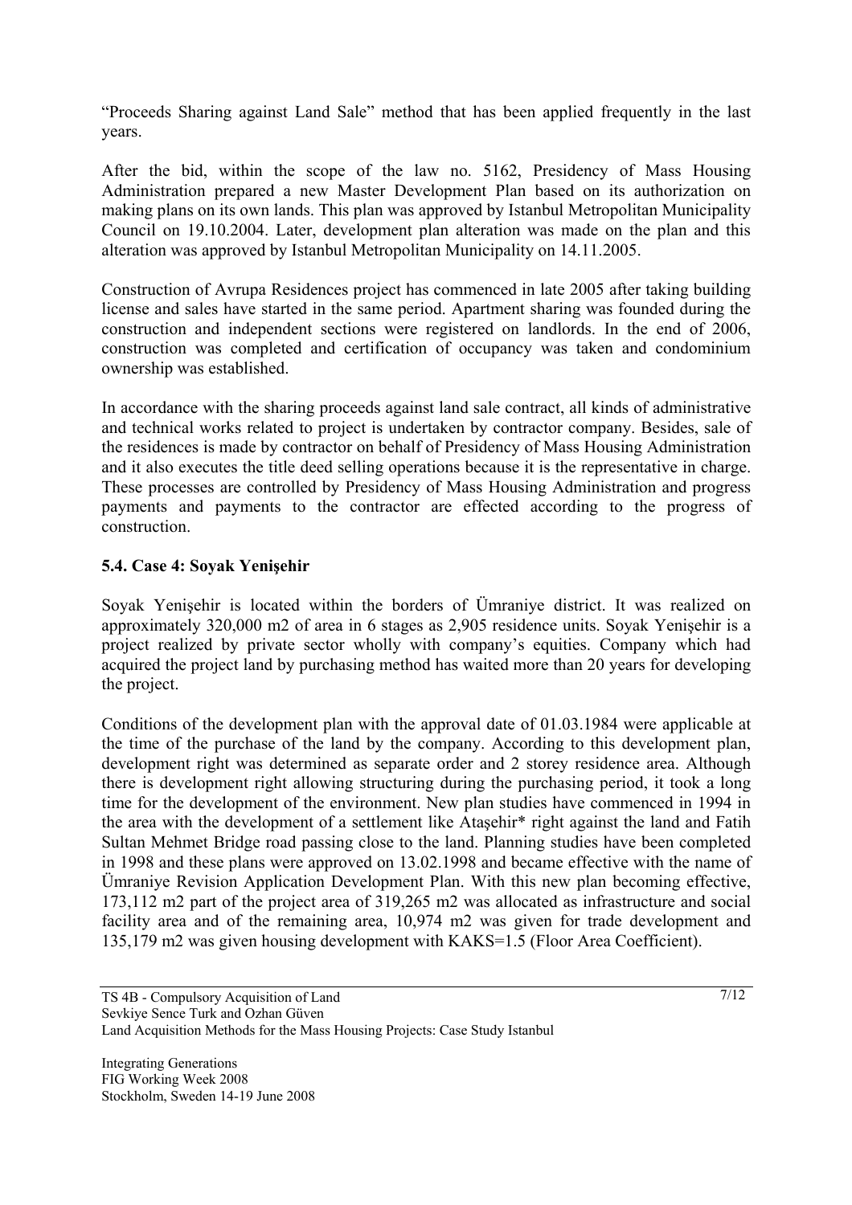"Proceeds Sharing against Land Sale" method that has been applied frequently in the last years.

After the bid, within the scope of the law no. 5162, Presidency of Mass Housing Administration prepared a new Master Development Plan based on its authorization on making plans on its own lands. This plan was approved by Istanbul Metropolitan Municipality Council on 19.10.2004. Later, development plan alteration was made on the plan and this alteration was approved by Istanbul Metropolitan Municipality on 14.11.2005.

Construction of Avrupa Residences project has commenced in late 2005 after taking building license and sales have started in the same period. Apartment sharing was founded during the construction and independent sections were registered on landlords. In the end of 2006, construction was completed and certification of occupancy was taken and condominium ownership was established.

In accordance with the sharing proceeds against land sale contract, all kinds of administrative and technical works related to project is undertaken by contractor company. Besides, sale of the residences is made by contractor on behalf of Presidency of Mass Housing Administration and it also executes the title deed selling operations because it is the representative in charge. These processes are controlled by Presidency of Mass Housing Administration and progress payments and payments to the contractor are effected according to the progress of construction.

### 5.4. Case 4: Soyak Yenişehir

Soyak Yenişehir is located within the borders of Ümraniye district. It was realized on approximately 320,000 m2 of area in 6 stages as 2,905 residence units. Soyak Yenişehir is a project realized by private sector wholly with company's equities. Company which had acquired the project land by purchasing method has waited more than 20 years for developing the project.

Conditions of the development plan with the approval date of 01.03.1984 were applicable at the time of the purchase of the land by the company. According to this development plan, development right was determined as separate order and 2 storey residence area. Although there is development right allowing structuring during the purchasing period, it took a long time for the development of the environment. New plan studies have commenced in 1994 in the area with the development of a settlement like Ataşehir* right against the land and Fatih Sultan Mehmet Bridge road passing close to the land. Planning studies have been completed in 1998 and these plans were approved on 13.02.1998 and became effective with the name of Ümraniye Revision Application Development Plan. With this new plan becoming effective, 173,112 m2 part of the project area of 319,265 m2 was allocated as infrastructure and social facility area and of the remaining area, 10,974 m2 was given for trade development and 135,179 m2 was given housing development with KAKS=1.5 (Floor Area Coefficient).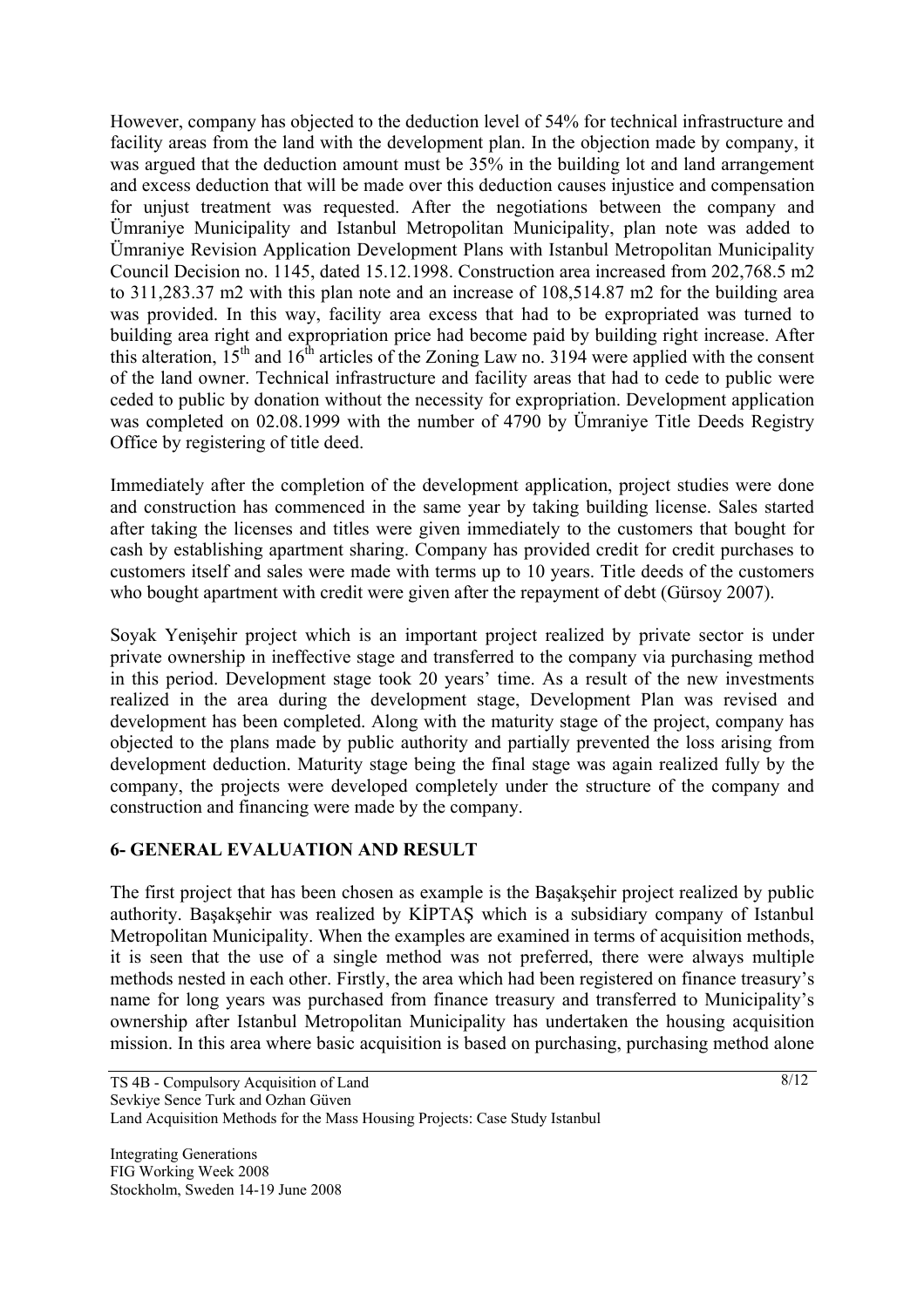However, company has objected to the deduction level of 54% for technical infrastructure and facility areas from the land with the development plan. In the objection made by company, it was argued that the deduction amount must be 35% in the building lot and land arrangement and excess deduction that will be made over this deduction causes injustice and compensation for unjust treatment was requested. After the negotiations between the company and Ümraniye Municipality and Istanbul Metropolitan Municipality, plan note was added to Ümraniye Revision Application Development Plans with Istanbul Metropolitan Municipality Council Decision no. 1145, dated 15.12.1998. Construction area increased from 202,768.5 m2 to 311,283.37 m2 with this plan note and an increase of 108,514.87 m2 for the building area was provided. In this way, facility area excess that had to be expropriated was turned to building area right and expropriation price had become paid by building right increase. After this alteration, 15[th] and 16[th] articles of the Zoning Law no. 3194 were applied with the consent of the land owner. Technical infrastructure and facility areas that had to cede to public were ceded to public by donation without the necessity for expropriation. Development application was completed on 02.08.1999 with the number of 4790 by Ümraniye Title Deeds Registry Office by registering of title deed.

Immediately after the completion of the development application, project studies were done and construction has commenced in the same year by taking building license. Sales started after taking the licenses and titles were given immediately to the customers that bought for cash by establishing apartment sharing. Company has provided credit for credit purchases to customers itself and sales were made with terms up to 10 years. Title deeds of the customers who bought apartment with credit were given after the repayment of debt (Gürsoy 2007).

Soyak Yenişehir project which is an important project realized by private sector is under private ownership in ineffective stage and transferred to the company via purchasing method in this period. Development stage took 20 years' time. As a result of the new investments realized in the area during the development stage, Development Plan was revised and development has been completed. Along with the maturity stage of the project, company has objected to the plans made by public authority and partially prevented the loss arising from development deduction. Maturity stage being the final stage was again realized fully by the company, the projects were developed completely under the structure of the company and construction and financing were made by the company.

## 6- GENERAL EVALUATION AND RESULT

The first project that has been chosen as example is the Başakşehir project realized by public authority. Başakşehir was realized by KİPTAŞ which is a subsidiary company of Istanbul Metropolitan Municipality. When the examples are examined in terms of acquisition methods, it is seen that the use of a single method was not preferred, there were always multiple methods nested in each other. Firstly, the area which had been registered on finance treasury's name for long years was purchased from finance treasury and transferred to Municipality's ownership after Istanbul Metropolitan Municipality has undertaken the housing acquisition mission. In this area where basic acquisition is based on purchasing, purchasing method alone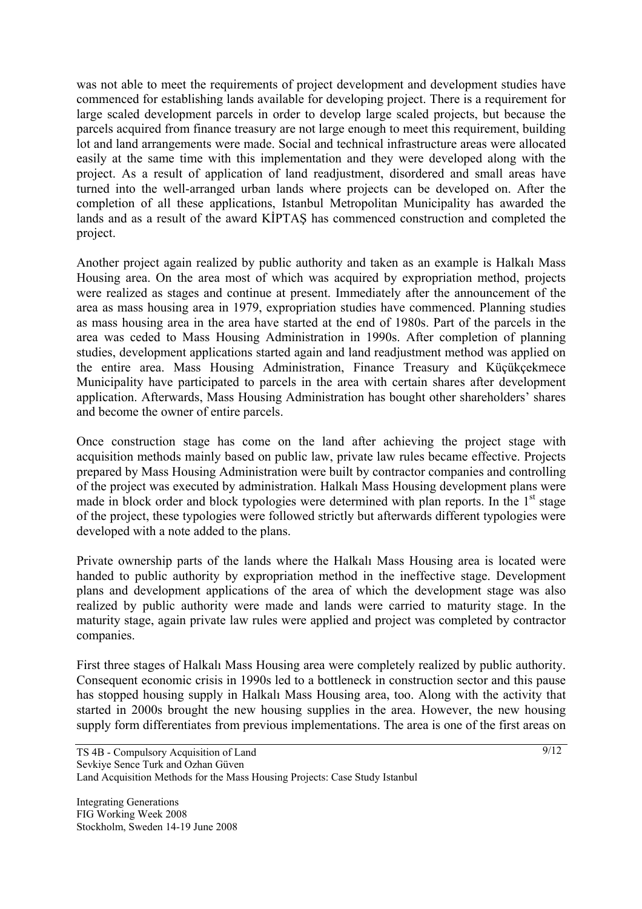was not able to meet the requirements of project development and development studies have commenced for establishing lands available for developing project. There is a requirement for large scaled development parcels in order to develop large scaled projects, but because the parcels acquired from finance treasury are not large enough to meet this requirement, building lot and land arrangements were made. Social and technical infrastructure areas were allocated easily at the same time with this implementation and they were developed along with the project. As a result of application of land readjustment, disordered and small areas have turned into the well-arranged urban lands where projects can be developed on. After the completion of all these applications, Istanbul Metropolitan Municipality has awarded the lands and as a result of the award KİPTAŞ has commenced construction and completed the project.

Another project again realized by public authority and taken as an example is Halkalı Mass Housing area. On the area most of which was acquired by expropriation method, projects were realized as stages and continue at present. Immediately after the announcement of the area as mass housing area in 1979, expropriation studies have commenced. Planning studies as mass housing area in the area have started at the end of 1980s. Part of the parcels in the area was ceded to Mass Housing Administration in 1990s. After completion of planning studies, development applications started again and land readjustment method was applied on the entire area. Mass Housing Administration, Finance Treasury and Küçükçekmece Municipality have participated to parcels in the area with certain shares after development application. Afterwards, Mass Housing Administration has bought other shareholders' shares and become the owner of entire parcels.

Once construction stage has come on the land after achieving the project stage with acquisition methods mainly based on public law, private law rules became effective. Projects prepared by Mass Housing Administration were built by contractor companies and controlling of the project was executed by administration. Halkalı Mass Housing development plans were made in block order and block typologies were determined with plan reports. In the 1st stage of the project, these typologies were followed strictly but afterwards different typologies were developed with a note added to the plans.

Private ownership parts of the lands where the Halkalı Mass Housing area is located were handed to public authority by expropriation method in the ineffective stage. Development plans and development applications of the area of which the development stage was also realized by public authority were made and lands were carried to maturity stage. In the maturity stage, again private law rules were applied and project was completed by contractor companies.

First three stages of Halkalı Mass Housing area were completely realized by public authority. Consequent economic crisis in 1990s led to a bottleneck in construction sector and this pause has stopped housing supply in Halkalı Mass Housing area, too. Along with the activity that started in 2000s brought the new housing supplies in the area. However, the new housing supply form differentiates from previous implementations. The area is one of the first areas on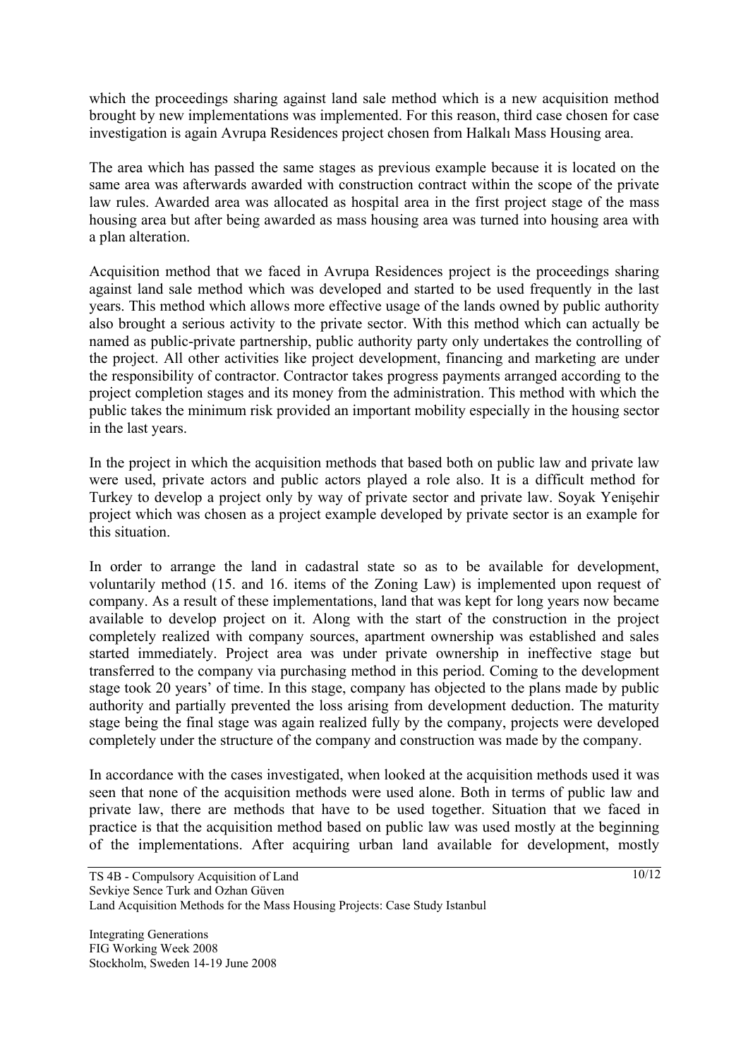which the proceedings sharing against land sale method which is a new acquisition method brought by new implementations was implemented. For this reason, third case chosen for case investigation is again Avrupa Residences project chosen from Halkalı Mass Housing area.

The area which has passed the same stages as previous example because it is located on the same area was afterwards awarded with construction contract within the scope of the private law rules. Awarded area was allocated as hospital area in the first project stage of the mass housing area but after being awarded as mass housing area was turned into housing area with a plan alteration.

Acquisition method that we faced in Avrupa Residences project is the proceedings sharing against land sale method which was developed and started to be used frequently in the last years. This method which allows more effective usage of the lands owned by public authority also brought a serious activity to the private sector. With this method which can actually be named as public-private partnership, public authority party only undertakes the controlling of the project. All other activities like project development, financing and marketing are under the responsibility of contractor. Contractor takes progress payments arranged according to the project completion stages and its money from the administration. This method with which the public takes the minimum risk provided an important mobility especially in the housing sector in the last years.

In the project in which the acquisition methods that based both on public law and private law were used, private actors and public actors played a role also. It is a difficult method for Turkey to develop a project only by way of private sector and private law. Soyak Yenişehir project which was chosen as a project example developed by private sector is an example for this situation.

In order to arrange the land in cadastral state so as to be available for development, voluntarily method (15. and 16. items of the Zoning Law) is implemented upon request of company. As a result of these implementations, land that was kept for long years now became available to develop project on it. Along with the start of the construction in the project completely realized with company sources, apartment ownership was established and sales started immediately. Project area was under private ownership in ineffective stage but transferred to the company via purchasing method in this period. Coming to the development stage took 20 years' of time. In this stage, company has objected to the plans made by public authority and partially prevented the loss arising from development deduction. The maturity stage being the final stage was again realized fully by the company, projects were developed completely under the structure of the company and construction was made by the company.

In accordance with the cases investigated, when looked at the acquisition methods used it was seen that none of the acquisition methods were used alone. Both in terms of public law and private law, there are methods that have to be used together. Situation that we faced in practice is that the acquisition method based on public law was used mostly at the beginning of the implementations. After acquiring urban land available for development, mostly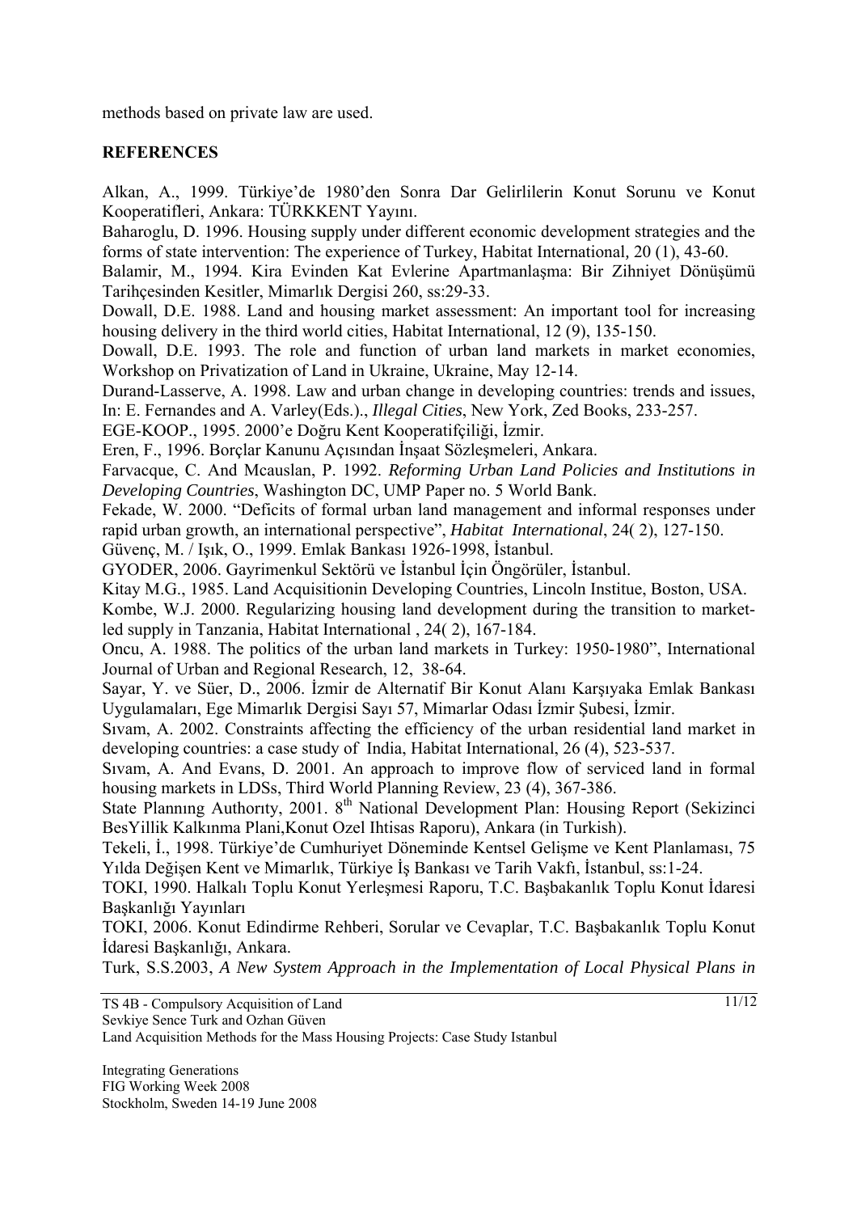methods based on private law are used.

**REFERENCES**

Alkan, A., 1999. Türkiye'de 1980'den Sonra Dar Gelirlilerin Konut Sorunu ve Konut Kooperatifleri, Ankara: TÜRKKENT Yayını.

Baharoglu, D. 1996. Housing supply under different economic development strategies and the forms of state intervention: The experience of Turkey, Habitat International, 20 (1), 43-60.

Balamir, M., 1994. Kira Evinden Kat Evlerine Apartmanlaşma: Bir Zihniyet Dönüşümü Tarihçesinden Kesitler, Mimarlık Dergisi 260, ss:29-33.

Dowall, D.E. 1988. Land and housing market assessment: An important tool for increasing housing delivery in the third world cities, Habitat International, 12 (9), 135-150.

Dowall, D.E. 1993. The role and function of urban land markets in market economies, Workshop on Privatization of Land in Ukraine, Ukraine, May 12-14.

Durand-Lasserve, A. 1998. Law and urban change in developing countries: trends and issues, In: E. Fernandes and A. Varley(Eds.)., *Illegal Cities*, New York, Zed Books, 233-257.

EGE-KOOP., 1995. 2000'e Doğru Kent Kooperatifçiliği, İzmir.

Eren, F., 1996. Borçlar Kanunu Açısından İnşaat Sözleşmeleri, Ankara.

Farvacque, C. And Mcauslan, P. 1992. *Reforming Urban Land Policies and Institutions in Developing Countries*, Washington DC, UMP Paper no. 5 World Bank.

Fekade, W. 2000. "Deficits of formal urban land management and informal responses under rapid urban growth, an international perspective", *Habitat International*, 24( 2), 127-150.

Güvenç, M. / Işık, O., 1999. Emlak Bankası 1926-1998, İstanbul.

GYODER, 2006. Gayrimenkul Sektörü ve İstanbul İçin Öngörüler, İstanbul.

Kitay M.G., 1985. Land Acquisitionin Developing Countries, Lincoln Institue, Boston, USA.

Kombe, W.J. 2000. Regularizing housing land development during the transition to market-led supply in Tanzania, Habitat International , 24( 2), 167-184.

Oncu, A. 1988. The politics of the urban land markets in Turkey: 1950-1980", International Journal of Urban and Regional Research, 12, 38-64.

Sayar, Y. ve Süer, D., 2006. İzmir de Alternatif Bir Konut Alanı Karşıyaka Emlak Bankası Uygulamaları, Ege Mimarlık Dergisi Sayı 57, Mimarlar Odası İzmir Şubesi, İzmir.

Sıvam, A. 2002. Constraints affecting the efficiency of the urban residential land market in developing countries: a case study of India, Habitat International, 26 (4), 523-537.

Sıvam, A. And Evans, D. 2001. An approach to improve flow of serviced land in formal housing markets in LDSs, Third World Planning Review, 23 (4), 367-386.

State Plannıng Authorıty, 2001. 8th National Development Plan: Housing Report (Sekizinci BesYillik Kalkınma Plani,Konut Ozel Ihtisas Raporu), Ankara (in Turkish).

Tekeli, İ., 1998. Türkiye'de Cumhuriyet Döneminde Kentsel Gelişme ve Kent Planlaması, 75 Yılda Değişen Kent ve Mimarlık, Türkiye İş Bankası ve Tarih Vakfı, İstanbul, ss:1-24.

TOKI, 1990. Halkalı Toplu Konut Yerleşmesi Raporu, T.C. Başbakanlık Toplu Konut İdaresi Başkanlığı Yayınları

TOKI, 2006. Konut Edindirme Rehberi, Sorular ve Cevaplar, T.C. Başbakanlık Toplu Konut İdaresi Başkanlığı, Ankara.

Turk, S.S.2003, *A New System Approach in the Implementation of Local Physical Plans in*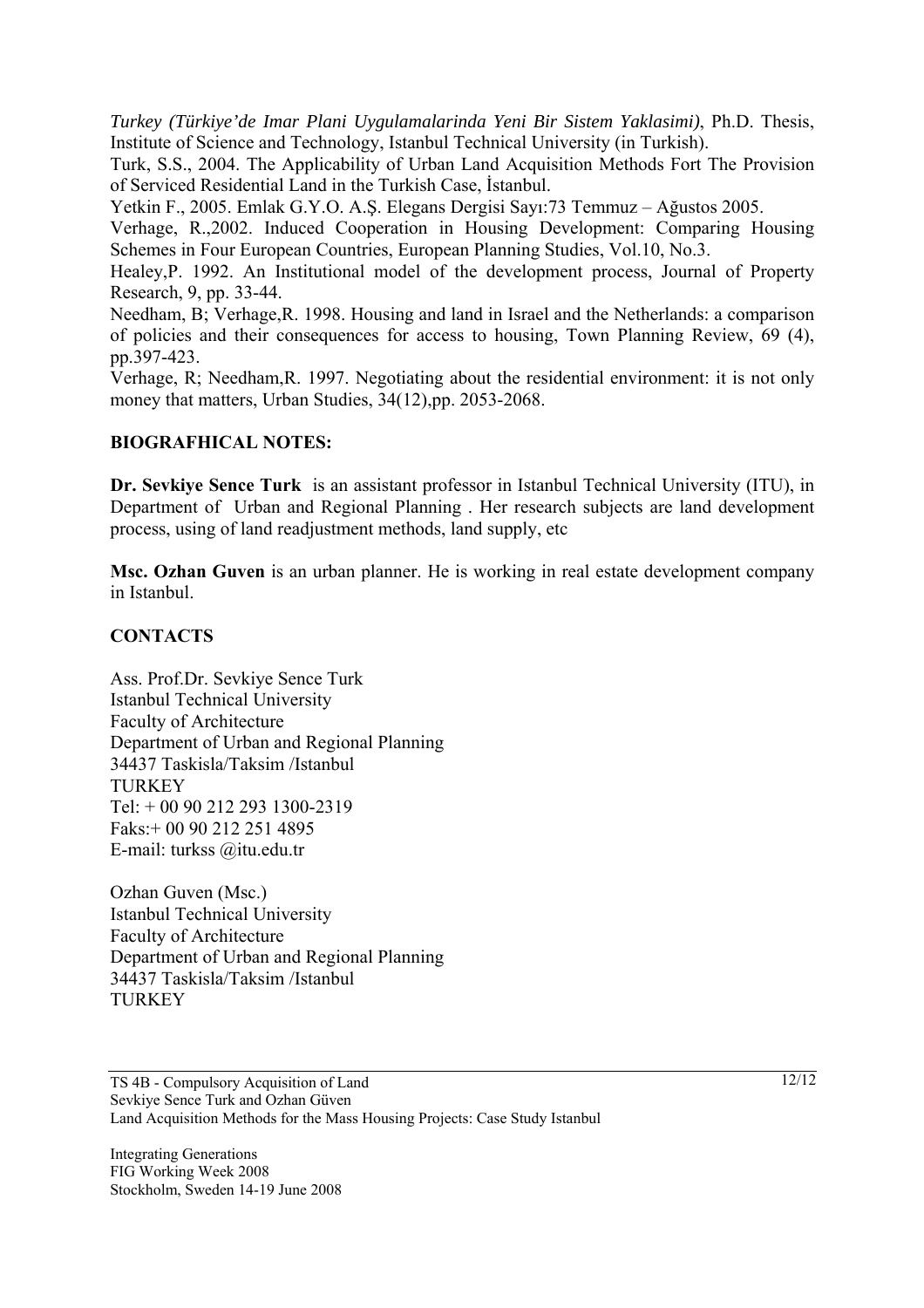*Turkey (Türkiye'de Imar Plani Uygulamalarinda Yeni Bir Sistem Yaklasimi)*, Ph.D. Thesis, Institute of Science and Technology, Istanbul Technical University (in Turkish).

Turk, S.S., 2004. The Applicability of Urban Land Acquisition Methods Fort The Provision of Serviced Residential Land in the Turkish Case, İstanbul.

Yetkin F., 2005. Emlak G.Y.O. A.Ş. Elegans Dergisi Sayı:73 Temmuz – Ağustos 2005.

Verhage, R.,2002. Induced Cooperation in Housing Development: Comparing Housing Schemes in Four European Countries, European Planning Studies, Vol.10, No.3.

Healey,P. 1992. An Institutional model of the development process, Journal of Property Research, 9, pp. 33-44.

Needham, B; Verhage,R. 1998. Housing and land in Israel and the Netherlands: a comparison of policies and their consequences for access to housing, Town Planning Review, 69 (4), pp.397-423.

Verhage, R; Needham,R. 1997. Negotiating about the residential environment: it is not only money that matters, Urban Studies, 34(12),pp. 2053-2068.

**BIOGRAFHICAL NOTES:**

**Dr. Sevkiye Sence Turk** is an assistant professor in Istanbul Technical University (ITU), in Department of Urban and Regional Planning . Her research subjects are land development process, using of land readjustment methods, land supply, etc

**Msc. Ozhan Guven** is an urban planner. He is working in real estate development company in Istanbul.

**CONTACTS**

Ass. Prof.Dr. Sevkiye Sence Turk
Istanbul Technical University
Faculty of Architecture
Department of Urban and Regional Planning
34437 Taskisla/Taksim /Istanbul
TURKEY
Tel: + 00 90 212 293 1300-2319
Faks:+ 00 90 212 251 4895
E-mail: turkss @itu.edu.tr

Ozhan Guven (Msc.)
Istanbul Technical University
Faculty of Architecture
Department of Urban and Regional Planning
34437 Taskisla/Taksim /Istanbul
TURKEY